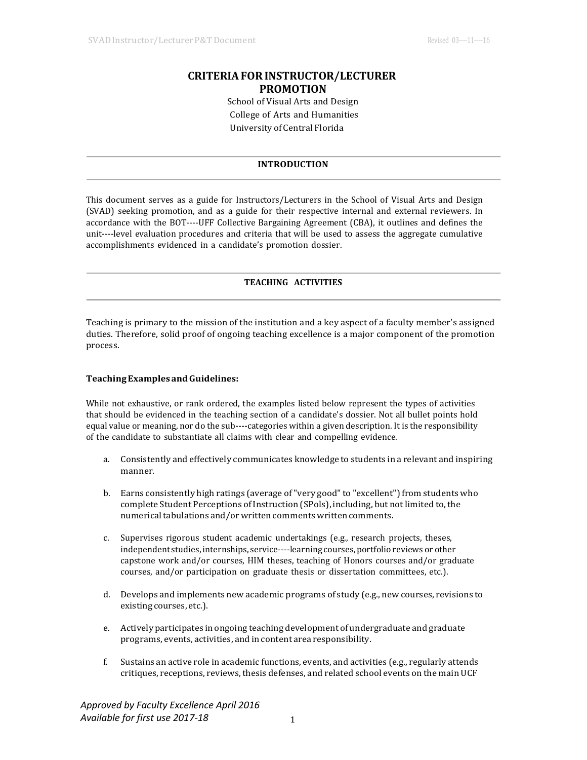# CRITERIA FOR INSTRUCTOR/LECTURER PROMOTION

School of Visual Arts and Design
College of Arts and Humanities
University of Central Florida

## INTRODUCTION

This document serves as a guide for Instructors/Lecturers in the School of Visual Arts and Design (SVAD) seeking promotion, and as a guide for their respective internal and external reviewers. In accordance with the BOT----UFF Collective Bargaining Agreement (CBA), it outlines and defines the unit----level evaluation procedures and criteria that will be used to assess the aggregate cumulative accomplishments evidenced in a candidate's promotion dossier.

## TEACHING ACTIVITIES

Teaching is primary to the mission of the institution and a key aspect of a faculty member's assigned duties. Therefore, solid proof of ongoing teaching excellence is a major component of the promotion process.

### Teaching Examples and Guidelines:

While not exhaustive, or rank ordered, the examples listed below represent the types of activities that should be evidenced in the teaching section of a candidate's dossier. Not all bullet points hold equal value or meaning, nor do the sub----categories within a given description. It is the responsibility of the candidate to substantiate all claims with clear and compelling evidence.

a. Consistently and effectively communicates knowledge to students in a relevant and inspiring manner.

b. Earns consistently high ratings (average of "very good" to "excellent") from students who complete Student Perceptions of Instruction (SPoIs), including, but not limited to, the numerical tabulations and/or written comments written comments.

c. Supervises rigorous student academic undertakings (e.g., research projects, theses, independent studies, internships, service----learning courses, portfolio reviews or other capstone work and/or courses, HIM theses, teaching of Honors courses and/or graduate courses, and/or participation on graduate thesis or dissertation committees, etc.).

d. Develops and implements new academic programs of study (e.g., new courses, revisions to existing courses, etc.).

e. Actively participates in ongoing teaching development of undergraduate and graduate programs, events, activities, and in content area responsibility.

f. Sustains an active role in academic functions, events, and activities (e.g., regularly attends critiques, receptions, reviews, thesis defenses, and related school events on the main UCF

*Approved by Faculty Excellence April 2016*
*Available for first use 2017-18*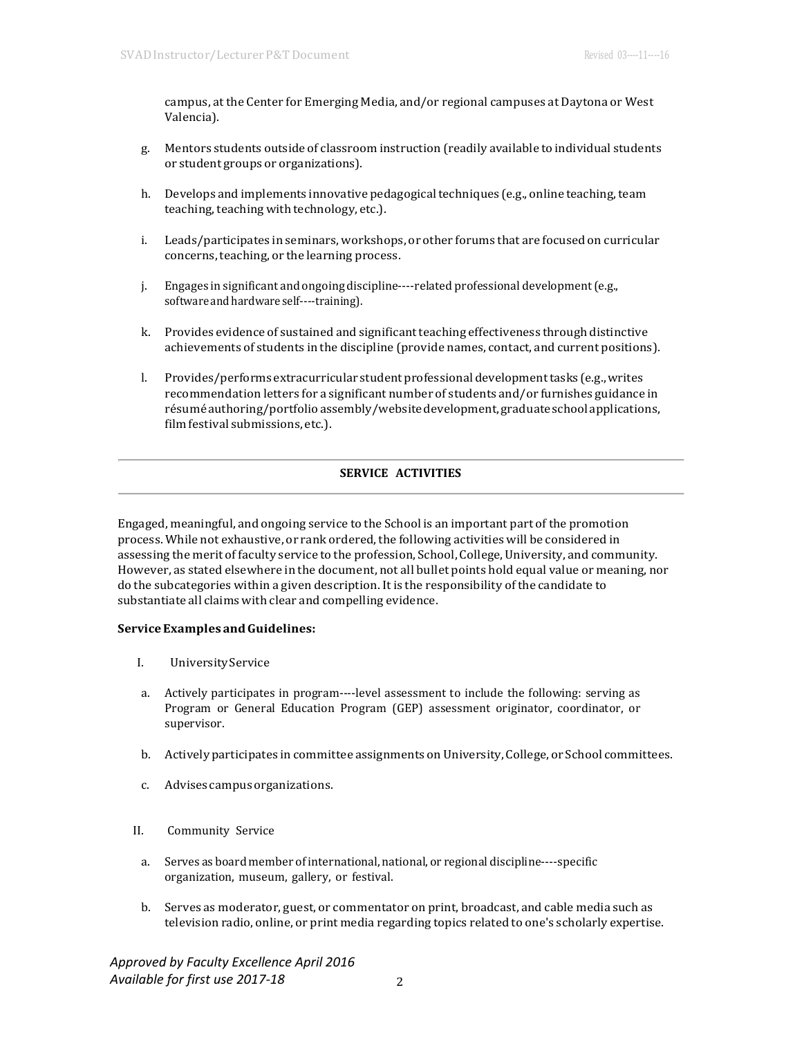campus, at the Center for Emerging Media, and/or regional campuses at Daytona or West Valencia).

g. Mentors students outside of classroom instruction (readily available to individual students or student groups or organizations).

h. Develops and implements innovative pedagogical techniques (e.g., online teaching, team teaching, teaching with technology, etc.).

i. Leads/participates in seminars, workshops, or other forums that are focused on curricular concerns, teaching, or the learning process.

j. Engages in significant and ongoing discipline----related professional development (e.g., software and hardware self----training).

k. Provides evidence of sustained and significant teaching effectiveness through distinctive achievements of students in the discipline (provide names, contact, and current positions).

l. Provides/performs extracurricular student professional development tasks (e.g., writes recommendation letters for a significant number of students and/or furnishes guidance in résumé authoring/portfolio assembly/website development, graduate school applications, film festival submissions, etc.).

---

## SERVICE ACTIVITIES

---

Engaged, meaningful, and ongoing service to the School is an important part of the promotion process. While not exhaustive, or rank ordered, the following activities will be considered in assessing the merit of faculty service to the profession, School, College, University, and community. However, as stated elsewhere in the document, not all bullet points hold equal value or meaning, nor do the subcategories within a given description. It is the responsibility of the candidate to substantiate all claims with clear and compelling evidence.

**Service Examples and Guidelines:**

I. University Service

a. Actively participates in program----level assessment to include the following: serving as Program or General Education Program (GEP) assessment originator, coordinator, or supervisor.

b. Actively participates in committee assignments on University, College, or School committees.

c. Advises campus organizations.

II. Community Service

a. Serves as board member of international, national, or regional discipline----specific organization, museum, gallery, or festival.

b. Serves as moderator, guest, or commentator on print, broadcast, and cable media such as television radio, online, or print media regarding topics related to one's scholarly expertise.

*Approved by Faculty Excellence April 2016*
*Available for first use 2017-18*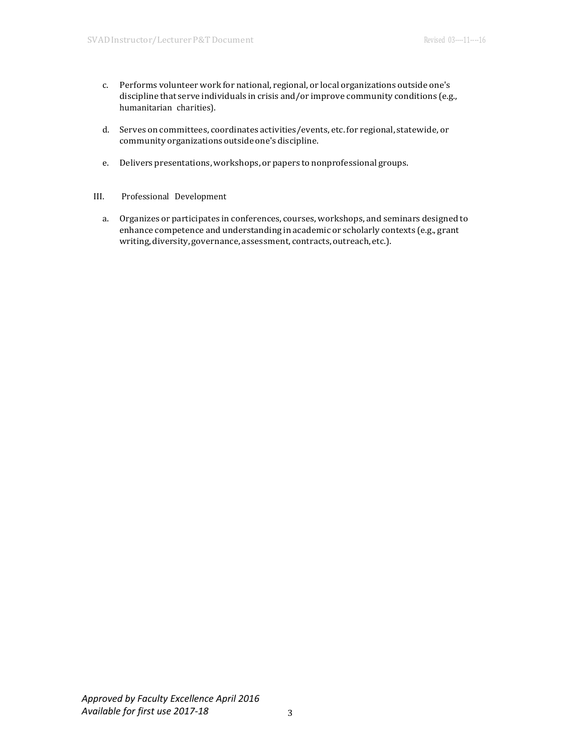c. Performs volunteer work for national, regional, or local organizations outside one's discipline that serve individuals in crisis and/or improve community conditions (e.g., humanitarian charities).

d. Serves on committees, coordinates activities/events, etc. for regional, statewide, or community organizations outside one's discipline.

e. Delivers presentations, workshops, or papers to nonprofessional groups.

III. Professional Development

a. Organizes or participates in conferences, courses, workshops, and seminars designed to enhance competence and understanding in academic or scholarly contexts (e.g., grant writing, diversity, governance, assessment, contracts, outreach, etc.).

*Approved by Faculty Excellence April 2016*
*Available for first use 2017-18*